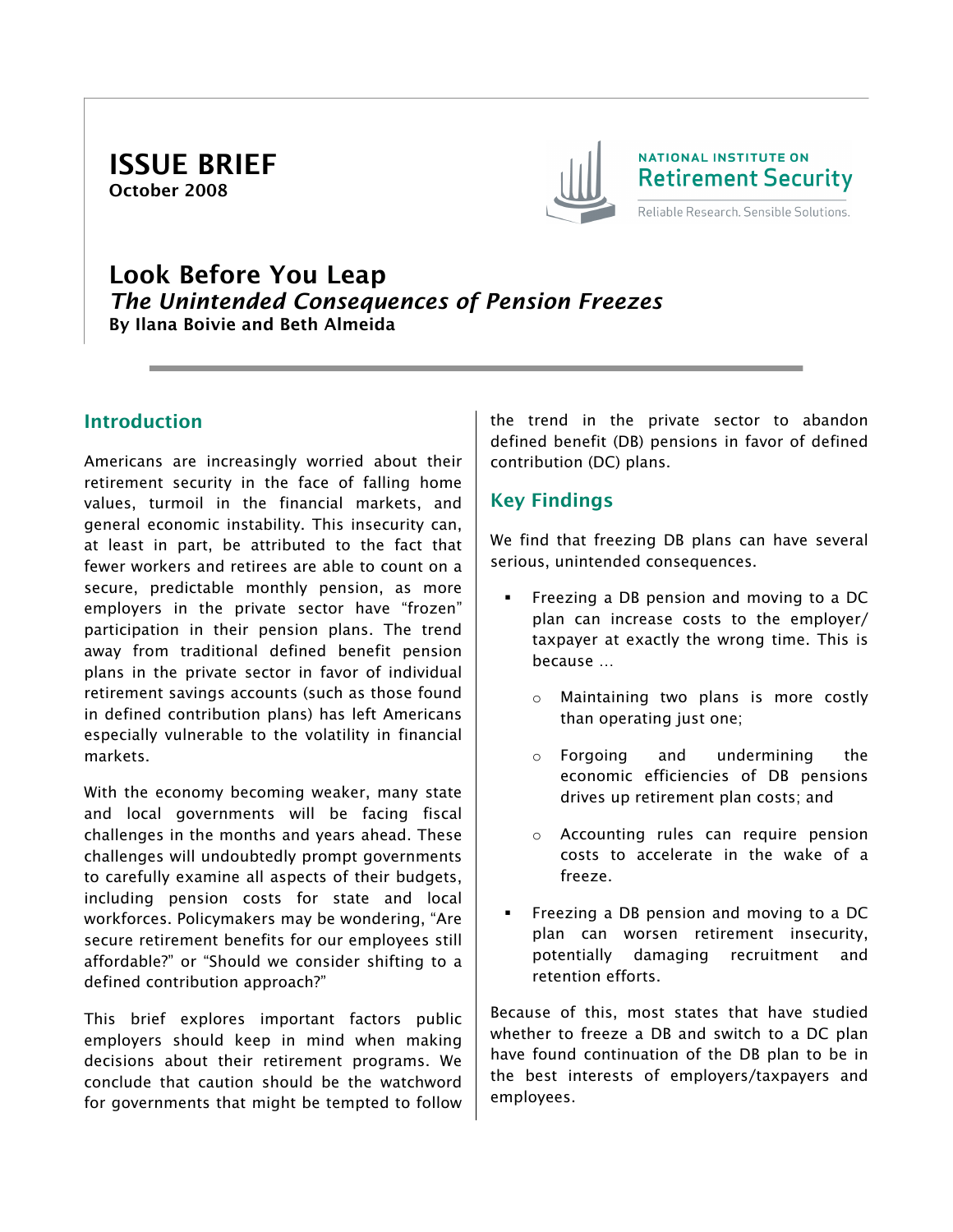ISSUE BRIEF
October 2008

NATIONAL INSTITUTE ON
Retirement Security
Reliable Research. Sensible Solutions.

# Look Before You Leap
## *The Unintended Consequences of Pension Freezes*
**By Ilana Boivie and Beth Almeida**

## Introduction

Americans are increasingly worried about their retirement security in the face of falling home values, turmoil in the financial markets, and general economic instability. This insecurity can, at least in part, be attributed to the fact that fewer workers and retirees are able to count on a secure, predictable monthly pension, as more employers in the private sector have "frozen" participation in their pension plans. The trend away from traditional defined benefit pension plans in the private sector in favor of individual retirement savings accounts (such as those found in defined contribution plans) has left Americans especially vulnerable to the volatility in financial markets.

With the economy becoming weaker, many state and local governments will be facing fiscal challenges in the months and years ahead. These challenges will undoubtedly prompt governments to carefully examine all aspects of their budgets, including pension costs for state and local workforces. Policymakers may be wondering, "Are secure retirement benefits for our employees still affordable?" or "Should we consider shifting to a defined contribution approach?"

This brief explores important factors public employers should keep in mind when making decisions about their retirement programs. We conclude that caution should be the watchword for governments that might be tempted to follow the trend in the private sector to abandon defined benefit (DB) pensions in favor of defined contribution (DC) plans.

## Key Findings

We find that freezing DB plans can have several serious, unintended consequences.

- Freezing a DB pension and moving to a DC plan can increase costs to the employer/taxpayer at exactly the wrong time. This is because …
  - Maintaining two plans is more costly than operating just one;
  - Forgoing and undermining the economic efficiencies of DB pensions drives up retirement plan costs; and
  - Accounting rules can require pension costs to accelerate in the wake of a freeze.
- Freezing a DB pension and moving to a DC plan can worsen retirement insecurity, potentially damaging recruitment and retention efforts.

Because of this, most states that have studied whether to freeze a DB and switch to a DC plan have found continuation of the DB plan to be in the best interests of employers/taxpayers and employees.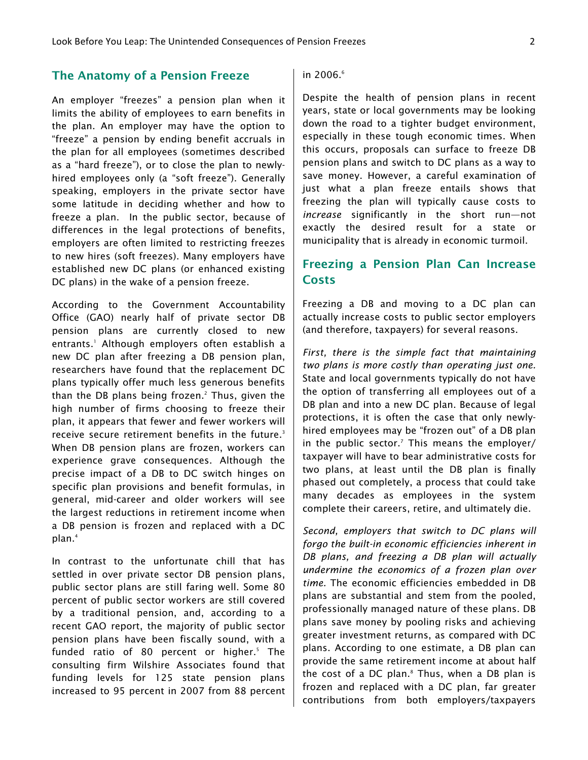## The Anatomy of a Pension Freeze

An employer "freezes" a pension plan when it limits the ability of employees to earn benefits in the plan. An employer may have the option to "freeze" a pension by ending benefit accruals in the plan for all employees (sometimes described as a "hard freeze"), or to close the plan to newly-hired employees only (a "soft freeze"). Generally speaking, employers in the private sector have some latitude in deciding whether and how to freeze a plan. In the public sector, because of differences in the legal protections of benefits, employers are often limited to restricting freezes to new hires (soft freezes). Many employers have established new DC plans (or enhanced existing DC plans) in the wake of a pension freeze.

According to the Government Accountability Office (GAO) nearly half of private sector DB pension plans are currently closed to new entrants.[1] Although employers often establish a new DC plan after freezing a DB pension plan, researchers have found that the replacement DC plans typically offer much less generous benefits than the DB plans being frozen.[2] Thus, given the high number of firms choosing to freeze their plan, it appears that fewer and fewer workers will receive secure retirement benefits in the future.[3] When DB pension plans are frozen, workers can experience grave consequences. Although the precise impact of a DB to DC switch hinges on specific plan provisions and benefit formulas, in general, mid-career and older workers will see the largest reductions in retirement income when a DB pension is frozen and replaced with a DC plan.[4]

In contrast to the unfortunate chill that has settled in over private sector DB pension plans, public sector plans are still faring well. Some 80 percent of public sector workers are still covered by a traditional pension, and, according to a recent GAO report, the majority of public sector pension plans have been fiscally sound, with a funded ratio of 80 percent or higher.[5] The consulting firm Wilshire Associates found that funding levels for 125 state pension plans increased to 95 percent in 2007 from 88 percent in 2006.[6]

Despite the health of pension plans in recent years, state or local governments may be looking down the road to a tighter budget environment, especially in these tough economic times. When this occurs, proposals can surface to freeze DB pension plans and switch to DC plans as a way to save money. However, a careful examination of just what a plan freeze entails shows that freezing the plan will typically cause costs to *increase* significantly in the short run—not exactly the desired result for a state or municipality that is already in economic turmoil.

## Freezing a Pension Plan Can Increase Costs

Freezing a DB and moving to a DC plan can actually increase costs to public sector employers (and therefore, taxpayers) for several reasons.

*First, there is the simple fact that maintaining two plans is more costly than operating just one.* State and local governments typically do not have the option of transferring all employees out of a DB plan and into a new DC plan. Because of legal protections, it is often the case that only newly-hired employees may be "frozen out" of a DB plan in the public sector.[7] This means the employer/taxpayer will have to bear administrative costs for two plans, at least until the DB plan is finally phased out completely, a process that could take many decades as employees in the system complete their careers, retire, and ultimately die.

*Second, employers that switch to DC plans will forgo the built-in economic efficiencies inherent in DB plans, and freezing a DB plan will actually undermine the economics of a frozen plan over time.* The economic efficiencies embedded in DB plans are substantial and stem from the pooled, professionally managed nature of these plans. DB plans save money by pooling risks and achieving greater investment returns, as compared with DC plans. According to one estimate, a DB plan can provide the same retirement income at about half the cost of a DC plan.[8] Thus, when a DB plan is frozen and replaced with a DC plan, far greater contributions from both employers/taxpayers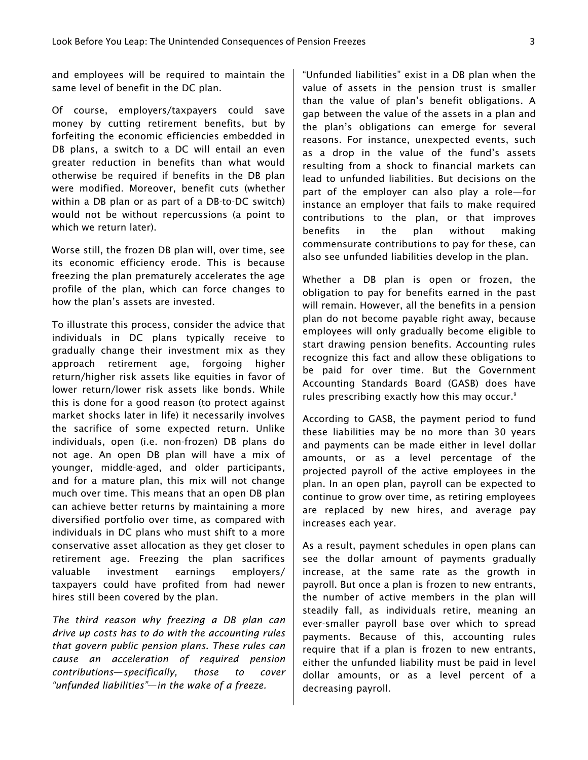and employees will be required to maintain the same level of benefit in the DC plan.

Of course, employers/taxpayers could save money by cutting retirement benefits, but by forfeiting the economic efficiencies embedded in DB plans, a switch to a DC will entail an even greater reduction in benefits than what would otherwise be required if benefits in the DB plan were modified. Moreover, benefit cuts (whether within a DB plan or as part of a DB-to-DC switch) would not be without repercussions (a point to which we return later).

Worse still, the frozen DB plan will, over time, see its economic efficiency erode. This is because freezing the plan prematurely accelerates the age profile of the plan, which can force changes to how the plan's assets are invested.

To illustrate this process, consider the advice that individuals in DC plans typically receive to gradually change their investment mix as they approach retirement age, forgoing higher return/higher risk assets like equities in favor of lower return/lower risk assets like bonds. While this is done for a good reason (to protect against market shocks later in life) it necessarily involves the sacrifice of some expected return. Unlike individuals, open (i.e. non-frozen) DB plans do not age. An open DB plan will have a mix of younger, middle-aged, and older participants, and for a mature plan, this mix will not change much over time. This means that an open DB plan can achieve better returns by maintaining a more diversified portfolio over time, as compared with individuals in DC plans who must shift to a more conservative asset allocation as they get closer to retirement age. Freezing the plan sacrifices valuable investment earnings employers/taxpayers could have profited from had newer hires still been covered by the plan.

*The third reason why freezing a DB plan can drive up costs has to do with the accounting rules that govern public pension plans. These rules can cause an acceleration of required pension contributions—specifically, those to cover "unfunded liabilities"—in the wake of a freeze.*

"Unfunded liabilities" exist in a DB plan when the value of assets in the pension trust is smaller than the value of plan's benefit obligations. A gap between the value of the assets in a plan and the plan's obligations can emerge for several reasons. For instance, unexpected events, such as a drop in the value of the fund's assets resulting from a shock to financial markets can lead to unfunded liabilities. But decisions on the part of the employer can also play a role—for instance an employer that fails to make required contributions to the plan, or that improves benefits in the plan without making commensurate contributions to pay for these, can also see unfunded liabilities develop in the plan.

Whether a DB plan is open or frozen, the obligation to pay for benefits earned in the past will remain. However, all the benefits in a pension plan do not become payable right away, because employees will only gradually become eligible to start drawing pension benefits. Accounting rules recognize this fact and allow these obligations to be paid for over time. But the Government Accounting Standards Board (GASB) does have rules prescribing exactly how this may occur.[9]

According to GASB, the payment period to fund these liabilities may be no more than 30 years and payments can be made either in level dollar amounts, or as a level percentage of the projected payroll of the active employees in the plan. In an open plan, payroll can be expected to continue to grow over time, as retiring employees are replaced by new hires, and average pay increases each year.

As a result, payment schedules in open plans can see the dollar amount of payments gradually increase, at the same rate as the growth in payroll. But once a plan is frozen to new entrants, the number of active members in the plan will steadily fall, as individuals retire, meaning an ever-smaller payroll base over which to spread payments. Because of this, accounting rules require that if a plan is frozen to new entrants, either the unfunded liability must be paid in level dollar amounts, or as a level percent of a decreasing payroll.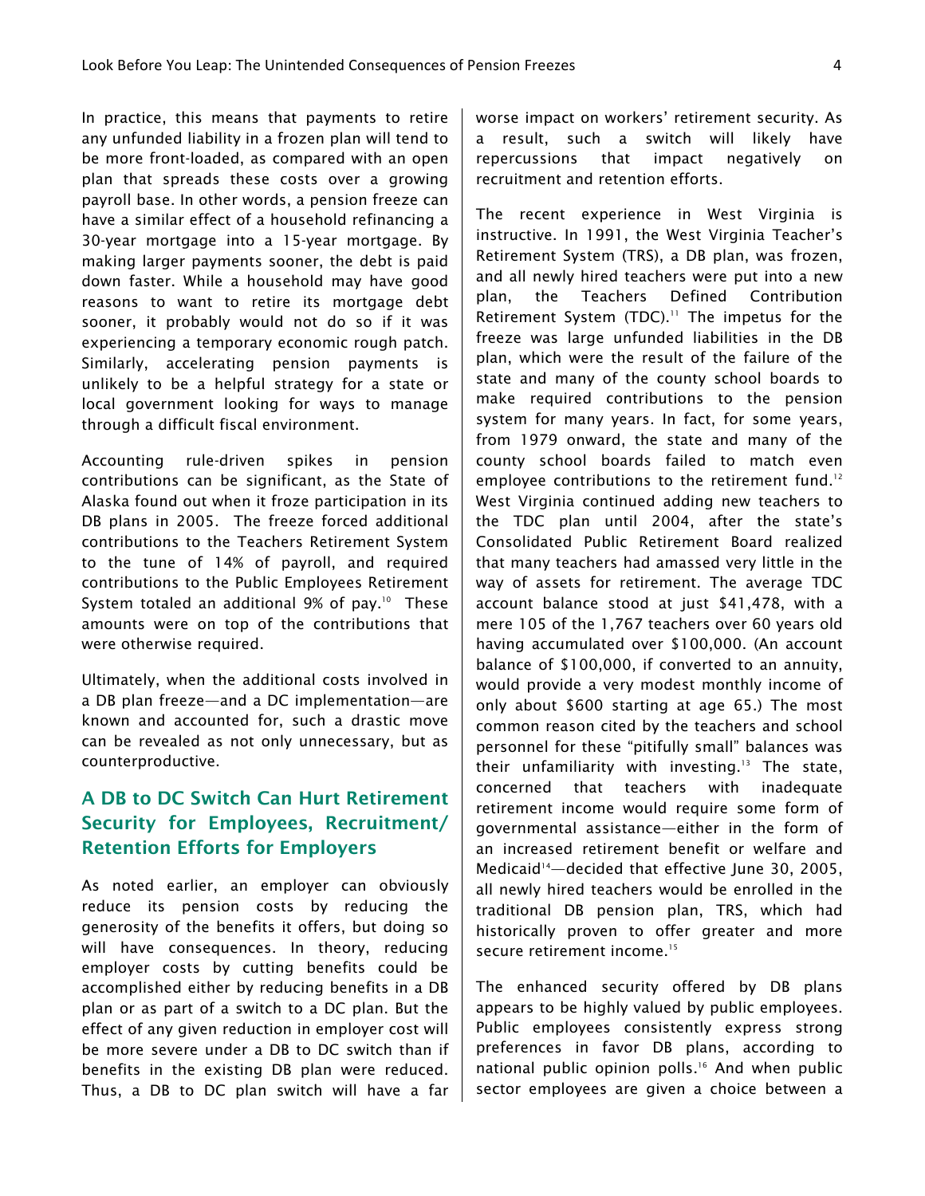In practice, this means that payments to retire any unfunded liability in a frozen plan will tend to be more front-loaded, as compared with an open plan that spreads these costs over a growing payroll base. In other words, a pension freeze can have a similar effect of a household refinancing a 30-year mortgage into a 15-year mortgage. By making larger payments sooner, the debt is paid down faster. While a household may have good reasons to want to retire its mortgage debt sooner, it probably would not do so if it was experiencing a temporary economic rough patch. Similarly, accelerating pension payments is unlikely to be a helpful strategy for a state or local government looking for ways to manage through a difficult fiscal environment.

Accounting rule-driven spikes in pension contributions can be significant, as the State of Alaska found out when it froze participation in its DB plans in 2005. The freeze forced additional contributions to the Teachers Retirement System to the tune of 14% of payroll, and required contributions to the Public Employees Retirement System totaled an additional 9% of pay.[10] These amounts were on top of the contributions that were otherwise required.

Ultimately, when the additional costs involved in a DB plan freeze—and a DC implementation—are known and accounted for, such a drastic move can be revealed as not only unnecessary, but as counterproductive.

## A DB to DC Switch Can Hurt Retirement Security for Employees, Recruitment/ Retention Efforts for Employers

As noted earlier, an employer can obviously reduce its pension costs by reducing the generosity of the benefits it offers, but doing so will have consequences. In theory, reducing employer costs by cutting benefits could be accomplished either by reducing benefits in a DB plan or as part of a switch to a DC plan. But the effect of any given reduction in employer cost will be more severe under a DB to DC switch than if benefits in the existing DB plan were reduced. Thus, a DB to DC plan switch will have a far worse impact on workers' retirement security. As a result, such a switch will likely have repercussions that impact negatively on recruitment and retention efforts.

The recent experience in West Virginia is instructive. In 1991, the West Virginia Teacher's Retirement System (TRS), a DB plan, was frozen, and all newly hired teachers were put into a new plan, the Teachers Defined Contribution Retirement System (TDC).[11] The impetus for the freeze was large unfunded liabilities in the DB plan, which were the result of the failure of the state and many of the county school boards to make required contributions to the pension system for many years. In fact, for some years, from 1979 onward, the state and many of the county school boards failed to match even employee contributions to the retirement fund.[12] West Virginia continued adding new teachers to the TDC plan until 2004, after the state's Consolidated Public Retirement Board realized that many teachers had amassed very little in the way of assets for retirement. The average TDC account balance stood at just $41,478, with a mere 105 of the 1,767 teachers over 60 years old having accumulated over $100,000. (An account balance of $100,000, if converted to an annuity, would provide a very modest monthly income of only about $600 starting at age 65.) The most common reason cited by the teachers and school personnel for these "pitifully small" balances was their unfamiliarity with investing.[13] The state, concerned that teachers with inadequate retirement income would require some form of governmental assistance—either in the form of an increased retirement benefit or welfare and Medicaid[14]—decided that effective June 30, 2005, all newly hired teachers would be enrolled in the traditional DB pension plan, TRS, which had historically proven to offer greater and more secure retirement income.[15]

The enhanced security offered by DB plans appears to be highly valued by public employees. Public employees consistently express strong preferences in favor DB plans, according to national public opinion polls.[16] And when public sector employees are given a choice between a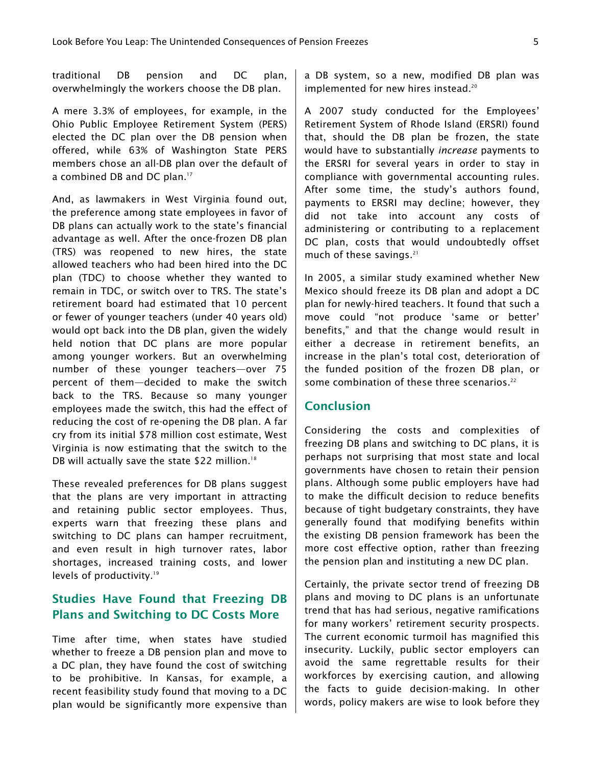traditional DB pension and DC plan, overwhelmingly the workers choose the DB plan.

A mere 3.3% of employees, for example, in the Ohio Public Employee Retirement System (PERS) elected the DC plan over the DB pension when offered, while 63% of Washington State PERS members chose an all-DB plan over the default of a combined DB and DC plan.[17]

And, as lawmakers in West Virginia found out, the preference among state employees in favor of DB plans can actually work to the state's financial advantage as well. After the once-frozen DB plan (TRS) was reopened to new hires, the state allowed teachers who had been hired into the DC plan (TDC) to choose whether they wanted to remain in TDC, or switch over to TRS. The state's retirement board had estimated that 10 percent or fewer of younger teachers (under 40 years old) would opt back into the DB plan, given the widely held notion that DC plans are more popular among younger workers. But an overwhelming number of these younger teachers—over 75 percent of them—decided to make the switch back to the TRS. Because so many younger employees made the switch, this had the effect of reducing the cost of re-opening the DB plan. A far cry from its initial $78 million cost estimate, West Virginia is now estimating that the switch to the DB will actually save the state $22 million.[18]

These revealed preferences for DB plans suggest that the plans are very important in attracting and retaining public sector employees. Thus, experts warn that freezing these plans and switching to DC plans can hamper recruitment, and even result in high turnover rates, labor shortages, increased training costs, and lower levels of productivity.[19]

## Studies Have Found that Freezing DB Plans and Switching to DC Costs More

Time after time, when states have studied whether to freeze a DB pension plan and move to a DC plan, they have found the cost of switching to be prohibitive. In Kansas, for example, a recent feasibility study found that moving to a DC plan would be significantly more expensive than a DB system, so a new, modified DB plan was implemented for new hires instead.[20]

A 2007 study conducted for the Employees' Retirement System of Rhode Island (ERSRI) found that, should the DB plan be frozen, the state would have to substantially *increase* payments to the ERSRI for several years in order to stay in compliance with governmental accounting rules. After some time, the study's authors found, payments to ERSRI may decline; however, they did not take into account any costs of administering or contributing to a replacement DC plan, costs that would undoubtedly offset much of these savings.[21]

In 2005, a similar study examined whether New Mexico should freeze its DB plan and adopt a DC plan for newly-hired teachers. It found that such a move could "not produce 'same or better' benefits," and that the change would result in either a decrease in retirement benefits, an increase in the plan's total cost, deterioration of the funded position of the frozen DB plan, or some combination of these three scenarios.[22]

## Conclusion

Considering the costs and complexities of freezing DB plans and switching to DC plans, it is perhaps not surprising that most state and local governments have chosen to retain their pension plans. Although some public employers have had to make the difficult decision to reduce benefits because of tight budgetary constraints, they have generally found that modifying benefits within the existing DB pension framework has been the more cost effective option, rather than freezing the pension plan and instituting a new DC plan.

Certainly, the private sector trend of freezing DB plans and moving to DC plans is an unfortunate trend that has had serious, negative ramifications for many workers' retirement security prospects. The current economic turmoil has magnified this insecurity. Luckily, public sector employers can avoid the same regrettable results for their workforces by exercising caution, and allowing the facts to guide decision-making. In other words, policy makers are wise to look before they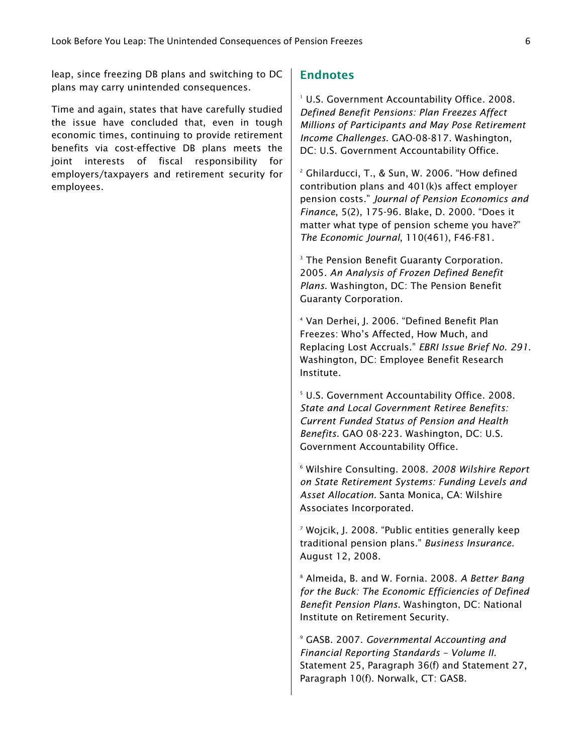leap, since freezing DB plans and switching to DC plans may carry unintended consequences.

Time and again, states that have carefully studied the issue have concluded that, even in tough economic times, continuing to provide retirement benefits via cost-effective DB plans meets the joint interests of fiscal responsibility for employers/taxpayers and retirement security for employees.

## Endnotes

[1] U.S. Government Accountability Office. 2008. *Defined Benefit Pensions: Plan Freezes Affect Millions of Participants and May Pose Retirement Income Challenges.* GAO-08-817. Washington, DC: U.S. Government Accountability Office.

[2] Ghilarducci, T., & Sun, W. 2006. "How defined contribution plans and 401(k)s affect employer pension costs." *Journal of Pension Economics and Finance*, 5(2), 175-96. Blake, D. 2000. "Does it matter what type of pension scheme you have?" *The Economic Journal*, 110(461), F46-F81.

[3] The Pension Benefit Guaranty Corporation. 2005. *An Analysis of Frozen Defined Benefit Plans*. Washington, DC: The Pension Benefit Guaranty Corporation.

[4] Van Derhei, J. 2006. "Defined Benefit Plan Freezes: Who's Affected, How Much, and Replacing Lost Accruals." *EBRI Issue Brief No. 291*. Washington, DC: Employee Benefit Research Institute.

[5] U.S. Government Accountability Office. 2008. *State and Local Government Retiree Benefits: Current Funded Status of Pension and Health Benefits.* GAO 08-223. Washington, DC: U.S. Government Accountability Office.

[6] Wilshire Consulting. 2008. *2008 Wilshire Report on State Retirement Systems: Funding Levels and Asset Allocation.* Santa Monica, CA: Wilshire Associates Incorporated.

[7] Wojcik, J. 2008. "Public entities generally keep traditional pension plans." *Business Insurance.* August 12, 2008.

[8] Almeida, B. and W. Fornia. 2008. *A Better Bang for the Buck: The Economic Efficiencies of Defined Benefit Pension Plans.* Washington, DC: National Institute on Retirement Security.

[9] GASB. 2007. *Governmental Accounting and Financial Reporting Standards – Volume II.* Statement 25, Paragraph 36(f) and Statement 27, Paragraph 10(f). Norwalk, CT: GASB.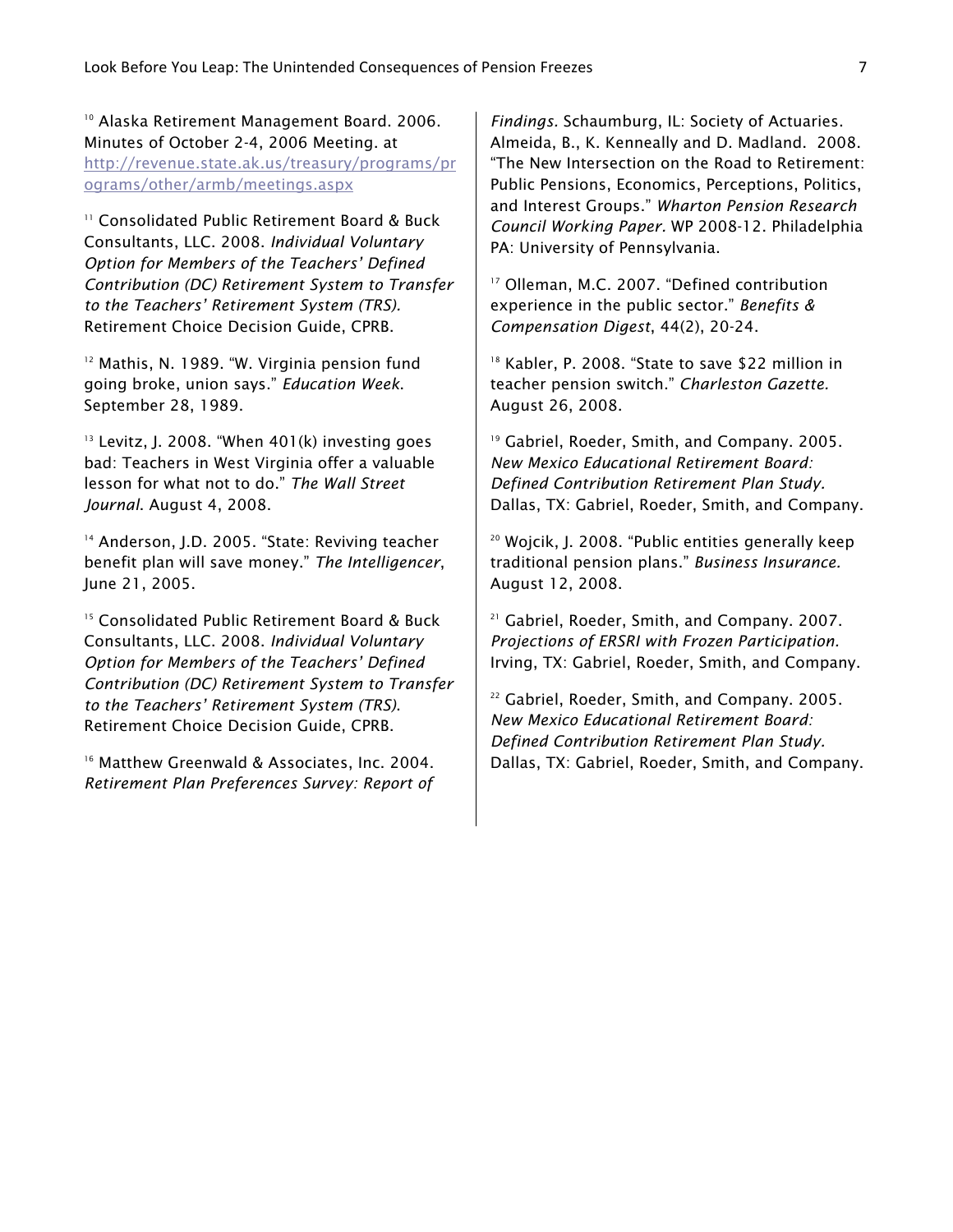[10] Alaska Retirement Management Board. 2006. Minutes of October 2-4, 2006 Meeting. at http://revenue.state.ak.us/treasury/programs/programs/other/armb/meetings.aspx

[11] Consolidated Public Retirement Board & Buck Consultants, LLC. 2008. *Individual Voluntary Option for Members of the Teachers' Defined Contribution (DC) Retirement System to Transfer to the Teachers' Retirement System (TRS).* Retirement Choice Decision Guide, CPRB.

[12] Mathis, N. 1989. "W. Virginia pension fund going broke, union says." *Education Week*. September 28, 1989.

[13] Levitz, J. 2008. "When 401(k) investing goes bad: Teachers in West Virginia offer a valuable lesson for what not to do." *The Wall Street Journal*. August 4, 2008.

[14] Anderson, J.D. 2005. "State: Reviving teacher benefit plan will save money." *The Intelligencer*, June 21, 2005.

[15] Consolidated Public Retirement Board & Buck Consultants, LLC. 2008. *Individual Voluntary Option for Members of the Teachers' Defined Contribution (DC) Retirement System to Transfer to the Teachers' Retirement System (TRS).* Retirement Choice Decision Guide, CPRB.

[16] Matthew Greenwald & Associates, Inc. 2004. *Retirement Plan Preferences Survey: Report of Findings.* Schaumburg, IL: Society of Actuaries. Almeida, B., K. Kenneally and D. Madland. 2008. "The New Intersection on the Road to Retirement: Public Pensions, Economics, Perceptions, Politics, and Interest Groups." *Wharton Pension Research Council Working Paper.* WP 2008-12. Philadelphia PA: University of Pennsylvania.

[17] Olleman, M.C. 2007. "Defined contribution experience in the public sector." *Benefits & Compensation Digest*, 44(2), 20-24.

[18] Kabler, P. 2008. "State to save $22 million in teacher pension switch." *Charleston Gazette.* August 26, 2008.

[19] Gabriel, Roeder, Smith, and Company. 2005. *New Mexico Educational Retirement Board: Defined Contribution Retirement Plan Study.* Dallas, TX: Gabriel, Roeder, Smith, and Company.

[20] Wojcik, J. 2008. "Public entities generally keep traditional pension plans." *Business Insurance.* August 12, 2008.

[21] Gabriel, Roeder, Smith, and Company. 2007. *Projections of ERSRI with Frozen Participation.* Irving, TX: Gabriel, Roeder, Smith, and Company.

[22] Gabriel, Roeder, Smith, and Company. 2005. *New Mexico Educational Retirement Board: Defined Contribution Retirement Plan Study.* Dallas, TX: Gabriel, Roeder, Smith, and Company.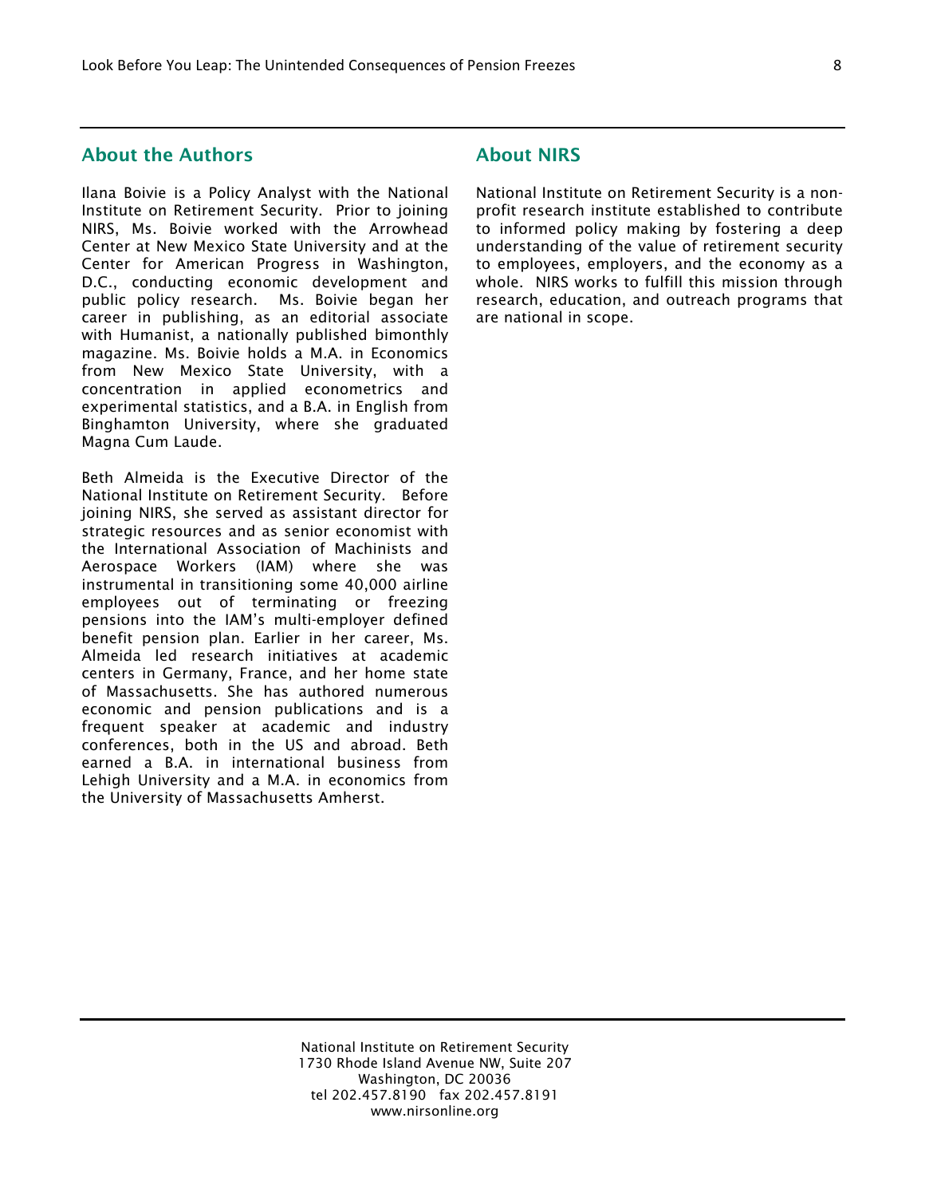## About the Authors

Ilana Boivie is a Policy Analyst with the National Institute on Retirement Security. Prior to joining NIRS, Ms. Boivie worked with the Arrowhead Center at New Mexico State University and at the Center for American Progress in Washington, D.C., conducting economic development and public policy research. Ms. Boivie began her career in publishing, as an editorial associate with Humanist, a nationally published bimonthly magazine. Ms. Boivie holds a M.A. in Economics from New Mexico State University, with a concentration in applied econometrics and experimental statistics, and a B.A. in English from Binghamton University, where she graduated Magna Cum Laude.

Beth Almeida is the Executive Director of the National Institute on Retirement Security. Before joining NIRS, she served as assistant director for strategic resources and as senior economist with the International Association of Machinists and Aerospace Workers (IAM) where she was instrumental in transitioning some 40,000 airline employees out of terminating or freezing pensions into the IAM's multi-employer defined benefit pension plan. Earlier in her career, Ms. Almeida led research initiatives at academic centers in Germany, France, and her home state of Massachusetts. She has authored numerous economic and pension publications and is a frequent speaker at academic and industry conferences, both in the US and abroad. Beth earned a B.A. in international business from Lehigh University and a M.A. in economics from the University of Massachusetts Amherst.

## About NIRS

National Institute on Retirement Security is a non-profit research institute established to contribute to informed policy making by fostering a deep understanding of the value of retirement security to employees, employers, and the economy as a whole. NIRS works to fulfill this mission through research, education, and outreach programs that are national in scope.

National Institute on Retirement Security
1730 Rhode Island Avenue NW, Suite 207
Washington, DC 20036
tel 202.457.8190 fax 202.457.8191
www.nirsonline.org